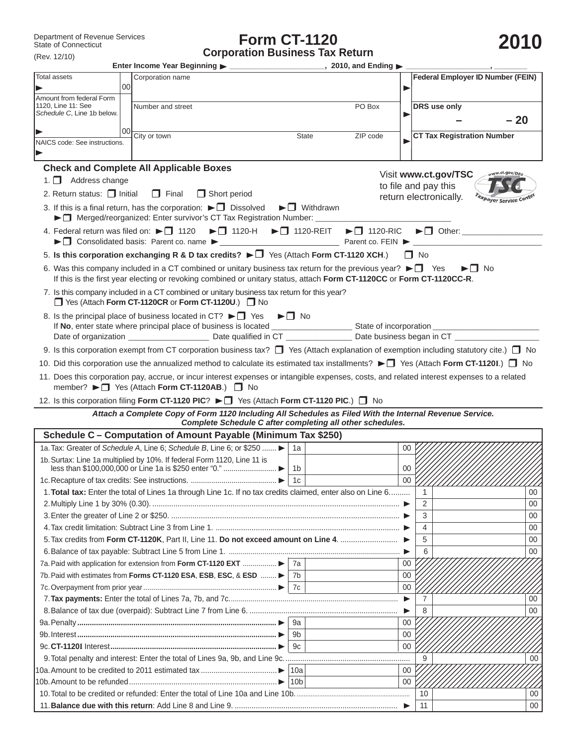Department of Revenue Services
State of Connecticut
(Rev. 12/10)

# Form CT-1120
## Corporation Business Tax Return

**2010**

**Enter Income Year Beginning ► ______________________, 2010, and Ending ► ____________________, ________**

| Total assets ► 00 | Corporation name | ► | Federal Employer ID Number (FEIN) |
|---|---|---|---|
| Amount from federal Form 1120, Line 11: See *Schedule C*, Line 1b below. ► 00 | Number and street / PO Box | ► | DRS use only – – 20 |
| NAICS code: See instructions. ► | City or town / State / ZIP code | ► | CT Tax Registration Number |

### Check and Complete All Applicable Boxes

Visit **www.ct.gov/TSC** to file and pay this return electronically.

1. ❒ Address change
2. Return status: ❒ Initial ❒ Final ❒ Short period
3. If this is a final return, has the corporation: ►❒ Dissolved ►❒ Withdrawn
   ►❒ Merged/reorganized: Enter survivor's CT Tax Registration Number: ______________________________
4. Federal return was filed on: ►❒ 1120 ►❒ 1120-H ►❒ 1120-REIT ►❒ 1120-RIC ►❒ Other: __________________
   ►❒ Consolidated basis: Parent co. name ►____________________________ Parent co. FEIN ►______________________________
5. **Is this corporation exchanging R & D tax credits?** ►❒ Yes (Attach **Form CT-1120 XCH**.) ❒ No
6. Was this company included in a CT combined or unitary business tax return for the previous year? ►❒ Yes ►❒ No
   If this is the first year electing or revoking combined or unitary status, attach **Form CT-1120CC** or **Form CT-1120CC-R**.
7. Is this company included in a CT combined or unitary business tax return for this year?
   ❒ Yes (Attach **Form CT-1120CR** or **Form CT-1120U**.) ❒ No
8. Is the principal place of business located in CT? ►❒ Yes ►❒ No
   If **No**, enter state where principal place of business is located __________________ State of incorporation ________________________
   Date of organization __________________ Date qualified in CT _______________ Date business began in CT ___________________
9. Is this corporation exempt from CT corporation business tax? ❒ Yes (Attach explanation of exemption including statutory cite.) ❒ No
10. Did this corporation use the annualized method to calculate its estimated tax installments? ►❒ Yes (Attach **Form CT-1120I**.) ❒ No
11. Does this corporation pay, accrue, or incur interest expenses or intangible expenses, costs, and related interest expenses to a related member? ►❒ Yes (Attach **Form CT-1120AB**.) ❒ No
12. Is this corporation filing **Form CT-1120 PIC**? ►❒ Yes (Attach **Form CT-1120 PIC**.) ❒ No

***Attach a Complete Copy of Form 1120 Including All Schedules as Filed With the Internal Revenue Service. Complete Schedule C after completing all other schedules.***

### Schedule C – Computation of Amount Payable (Minimum Tax $250)

| Line | Description | Sub-line | Amount | Line | Amount |
|---|---|---|---|---|---|
| 1a. | Tax: Greater of *Schedule A*, Line 6; *Schedule B*, Line 6; or $250 ► | 1a | 00 | | |
| 1b. | Surtax: Line 1a multiplied by 10%. If federal Form 1120, Line 11 is less than $100,000,000 or Line 1a is $250 enter "0." ► | 1b | 00 | | |
| 1c. | Recapture of tax credits: See instructions. ► | 1c | 00 | | |
| 1. | **Total tax:** Enter the total of Lines 1a through Line 1c. If no tax credits claimed, enter also on Line 6. | | | 1 | 00 |
| 2. | Multiply Line 1 by 30% (0.30). ► | | | 2 | 00 |
| 3. | Enter the greater of Line 2 or $250. ► | | | 3 | 00 |
| 4. | Tax credit limitation: Subtract Line 3 from Line 1. ► | | | 4 | 00 |
| 5. | Tax credits from **Form CT-1120K**, Part II, Line 11. **Do not exceed amount on Line 4**. ► | | | 5 | 00 |
| 6. | Balance of tax payable: Subtract Line 5 from Line 1. ► | | | 6 | 00 |
| 7a. | Paid with application for extension from **Form CT-1120 EXT** ► | 7a | 00 | | |
| 7b. | Paid with estimates from **Forms CT-1120 ESA**, **ESB**, **ESC**, & **ESD** ► | 7b | 00 | | |
| 7c. | Overpayment from prior year ► | 7c | 00 | | |
| 7. | **Tax payments:** Enter the total of Lines 7a, 7b, and 7c. ► | | | 7 | 00 |
| 8. | Balance of tax due (overpaid): Subtract Line 7 from Line 6. ► | | | 8 | 00 |
| 9a. | Penalty ► | 9a | 00 | | |
| 9b. | Interest ► | 9b | 00 | | |
| 9c. | **CT-1120I** Interest ► | 9c | 00 | | |
| 9. | Total penalty and interest: Enter the total of Lines 9a, 9b, and Line 9c. | | | 9 | 00 |
| 10a. | Amount to be credited to 2011 estimated tax ► | 10a | 00 | | |
| 10b. | Amount to be refunded ► | 10b | 00 | | |
| 10. | Total to be credited or refunded: Enter the total of Line 10a and Line 10b. | | | 10 | 00 |
| 11. | **Balance due with this return**: Add Line 8 and Line 9. ► | | | 11 | 00 |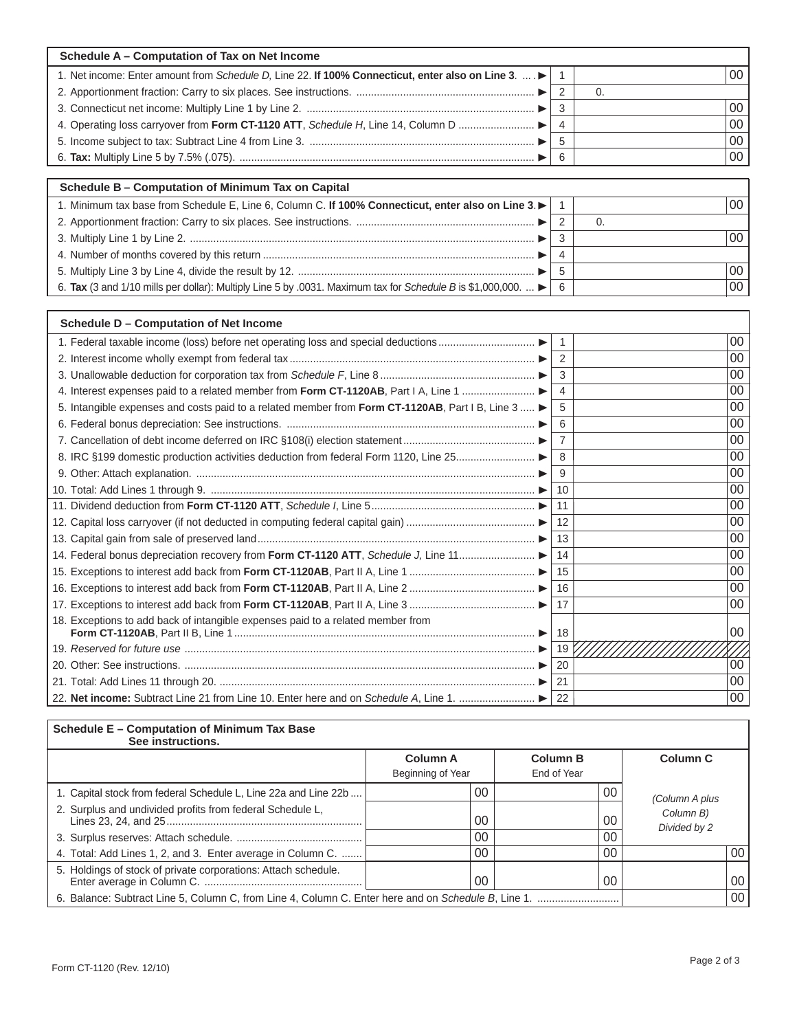## Schedule A – Computation of Tax on Net Income

| Line | Description | No. | Amount |
|---|---|---|---|
| 1. | Net income: Enter amount from *Schedule D,* Line 22. **If 100% Connecticut, enter also on Line 3**. ▶ | 1 | 00 |
| 2. | Apportionment fraction: Carry to six places. See instructions. ▶ | 2 | 0. |
| 3. | Connecticut net income: Multiply Line 1 by Line 2. ▶ | 3 | 00 |
| 4. | Operating loss carryover from **Form CT-1120 ATT**, *Schedule H*, Line 14, Column D ▶ | 4 | 00 |
| 5. | Income subject to tax: Subtract Line 4 from Line 3. ▶ | 5 | 00 |
| 6. | **Tax:** Multiply Line 5 by 7.5% (.075). ▶ | 6 | 00 |

## Schedule B – Computation of Minimum Tax on Capital

| Line | Description | No. | Amount |
|---|---|---|---|
| 1. | Minimum tax base from Schedule E, Line 6, Column C. **If 100% Connecticut, enter also on Line 3**. ▶ | 1 | 00 |
| 2. | Apportionment fraction: Carry to six places. See instructions. ▶ | 2 | 0. |
| 3. | Multiply Line 1 by Line 2. ▶ | 3 | 00 |
| 4. | Number of months covered by this return ▶ | 4 | |
| 5. | Multiply Line 3 by Line 4, divide the result by 12. ▶ | 5 | 00 |
| 6. | **Tax** (3 and 1/10 mills per dollar): Multiply Line 5 by .0031. Maximum tax for *Schedule B* is $1,000,000. ▶ | 6 | 00 |

## Schedule D – Computation of Net Income

| Line | Description | No. | Amount |
|---|---|---|---|
| 1. | Federal taxable income (loss) before net operating loss and special deductions ▶ | 1 | 00 |
| 2. | Interest income wholly exempt from federal tax ▶ | 2 | 00 |
| 3. | Unallowable deduction for corporation tax from *Schedule F*, Line 8 ▶ | 3 | 00 |
| 4. | Interest expenses paid to a related member from **Form CT-1120AB**, Part I A, Line 1 ▶ | 4 | 00 |
| 5. | Intangible expenses and costs paid to a related member from **Form CT-1120AB**, Part I B, Line 3 ▶ | 5 | 00 |
| 6. | Federal bonus depreciation: See instructions. ▶ | 6 | 00 |
| 7. | Cancellation of debt income deferred on IRC §108(i) election statement ▶ | 7 | 00 |
| 8. | IRC §199 domestic production activities deduction from federal Form 1120, Line 25 ▶ | 8 | 00 |
| 9. | Other: Attach explanation. ▶ | 9 | 00 |
| 10. | Total: Add Lines 1 through 9. ▶ | 10 | 00 |
| 11. | Dividend deduction from **Form CT-1120 ATT**, *Schedule I*, Line 5 ▶ | 11 | 00 |
| 12. | Capital loss carryover (if not deducted in computing federal capital gain) ▶ | 12 | 00 |
| 13. | Capital gain from sale of preserved land ▶ | 13 | 00 |
| 14. | Federal bonus depreciation recovery from **Form CT-1120 ATT**, *Schedule J*, Line 11 ▶ | 14 | 00 |
| 15. | Exceptions to interest add back from **Form CT-1120AB**, Part II A, Line 1 ▶ | 15 | 00 |
| 16. | Exceptions to interest add back from **Form CT-1120AB**, Part II A, Line 2 ▶ | 16 | 00 |
| 17. | Exceptions to interest add back from **Form CT-1120AB**, Part II A, Line 3 ▶ | 17 | 00 |
| 18. | Exceptions to add back of intangible expenses paid to a related member from **Form CT-1120AB**, Part II B, Line 1 ▶ | 18 | 00 |
| 19. | *Reserved for future use* ▶ | 19 | |
| 20. | Other: See instructions. ▶ | 20 | 00 |
| 21. | Total: Add Lines 11 through 20. ▶ | 21 | 00 |
| 22. | **Net income:** Subtract Line 21 from Line 10. Enter here and on *Schedule A*, Line 1. ▶ | 22 | 00 |

## Schedule E – Computation of Minimum Tax Base
**See instructions.**

| | Column A<br>Beginning of Year | Column B<br>End of Year | Column C<br>*(Column A plus Column B) Divided by 2* |
|---|---|---|---|
| 1. Capital stock from federal Schedule L, Line 22a and Line 22b | 00 | 00 | |
| 2. Surplus and undivided profits from federal Schedule L, Lines 23, 24, and 25 | 00 | 00 | |
| 3. Surplus reserves: Attach schedule. | 00 | 00 | |
| 4. Total: Add Lines 1, 2, and 3. Enter average in Column C. | 00 | 00 | 00 |
| 5. Holdings of stock of private corporations: Attach schedule. Enter average in Column C. | 00 | 00 | 00 |
| 6. Balance: Subtract Line 5, Column C, from Line 4, Column C. Enter here and on *Schedule B*, Line 1. | | | 00 |

Form CT-1120 (Rev. 12/10)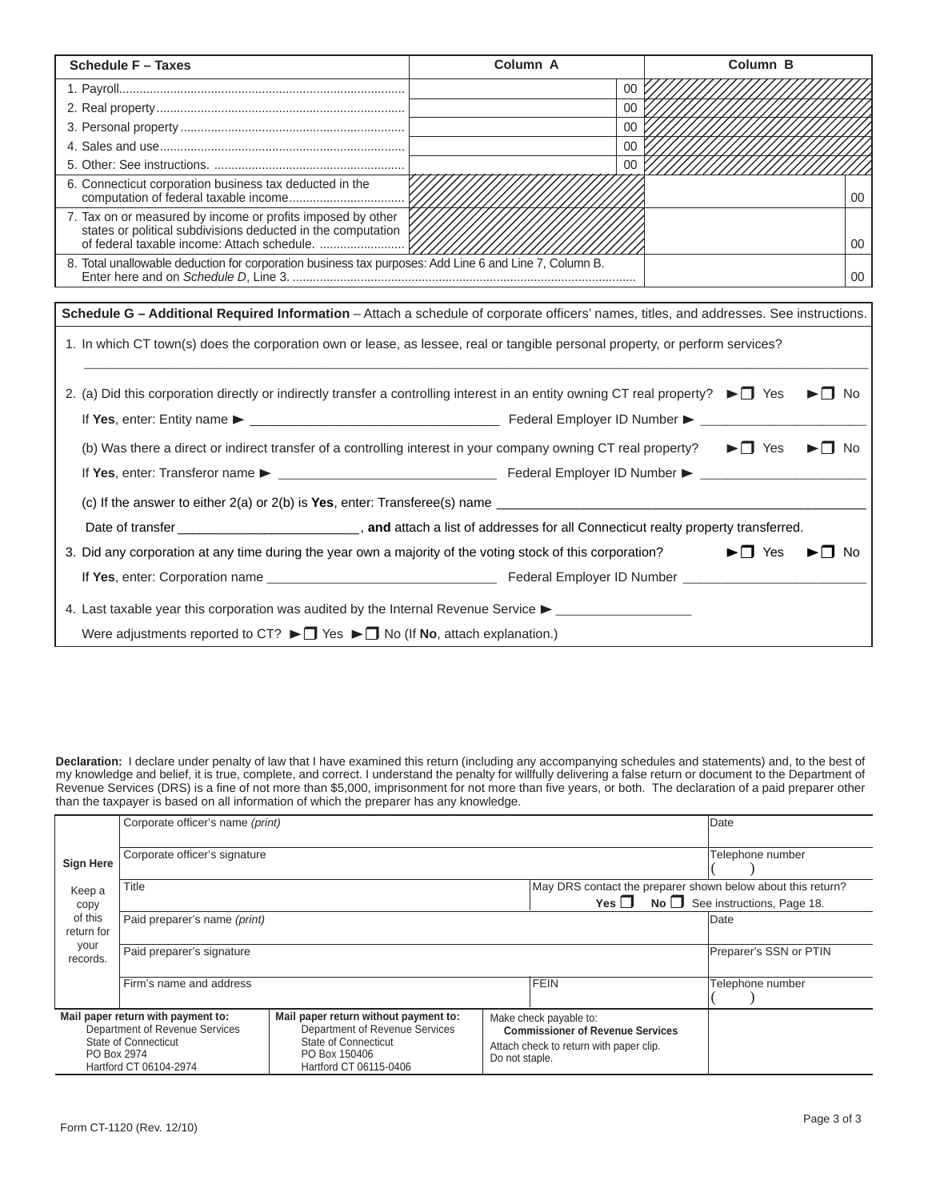| Schedule F – Taxes | Column A | Column B |
|---|---|---|
| 1. Payroll | 00 | |
| 2. Real property | 00 | |
| 3. Personal property | 00 | |
| 4. Sales and use | 00 | |
| 5. Other: See instructions. | 00 | |
| 6. Connecticut corporation business tax deducted in the computation of federal taxable income | | 00 |
| 7. Tax on or measured by income or profits imposed by other states or political subdivisions deducted in the computation of federal taxable income: Attach schedule. | | 00 |
| 8. Total unallowable deduction for corporation business tax purposes: Add Line 6 and Line 7, Column B. Enter here and on *Schedule D*, Line 3. | | 00 |

**Schedule G – Additional Required Information** – Attach a schedule of corporate officers' names, titles, and addresses. See instructions.

1. In which CT town(s) does the corporation own or lease, as lessee, real or tangible personal property, or perform services?

   ___________________________________________

2. (a) Did this corporation directly or indirectly transfer a controlling interest in an entity owning CT real property? ► ☐ Yes ► ☐ No

   If **Yes**, enter: Entity name ► ____________________ Federal Employer ID Number ► ____________________

   (b) Was there a direct or indirect transfer of a controlling interest in your company owning CT real property? ► ☐ Yes ► ☐ No

   If **Yes**, enter: Transferor name ► ____________________ Federal Employer ID Number ► ____________________

   (c) If the answer to either 2(a) or 2(b) is **Yes**, enter: Transferee(s) name ____________________

   Date of transfer ____________________, **and** attach a list of addresses for all Connecticut realty property transferred.

3. Did any corporation at any time during the year own a majority of the voting stock of this corporation? ► ☐ Yes ► ☐ No

   If **Yes**, enter: Corporation name ____________________ Federal Employer ID Number ____________________

4. Last taxable year this corporation was audited by the Internal Revenue Service ► ____________________

   Were adjustments reported to CT? ► ☐ Yes ► ☐ No (If **No**, attach explanation.)

**Declaration:** I declare under penalty of law that I have examined this return (including any accompanying schedules and statements) and, to the best of my knowledge and belief, it is true, complete, and correct. I understand the penalty for willfully delivering a false return or document to the Department of Revenue Services (DRS) is a fine of not more than $5,000, imprisonment for not more than five years, or both. The declaration of a paid preparer other than the taxpayer is based on all information of which the preparer has any knowledge.

| | | | |
|---|---|---|---|
| **Sign Here** Keep a copy of this return for your records. | Corporate officer's name *(print)* | | Date |
| | Corporate officer's signature | | Telephone number ( ) |
| | Title | May DRS contact the preparer shown below about this return? **Yes** ☐ **No** ☐ See instructions, Page 18. | |
| | Paid preparer's name *(print)* | | Date |
| | Paid preparer's signature | | Preparer's SSN or PTIN |
| | Firm's name and address | FEIN | Telephone number ( ) |

| | | |
|---|---|---|
| **Mail paper return with payment to:** Department of Revenue Services State of Connecticut PO Box 2974 Hartford CT 06104-2974 | **Mail paper return without payment to:** Department of Revenue Services State of Connecticut PO Box 150406 Hartford CT 06115-0406 | Make check payable to: **Commissioner of Revenue Services** Attach check to return with paper clip. Do not staple. |

Form CT-1120 (Rev. 12/10)